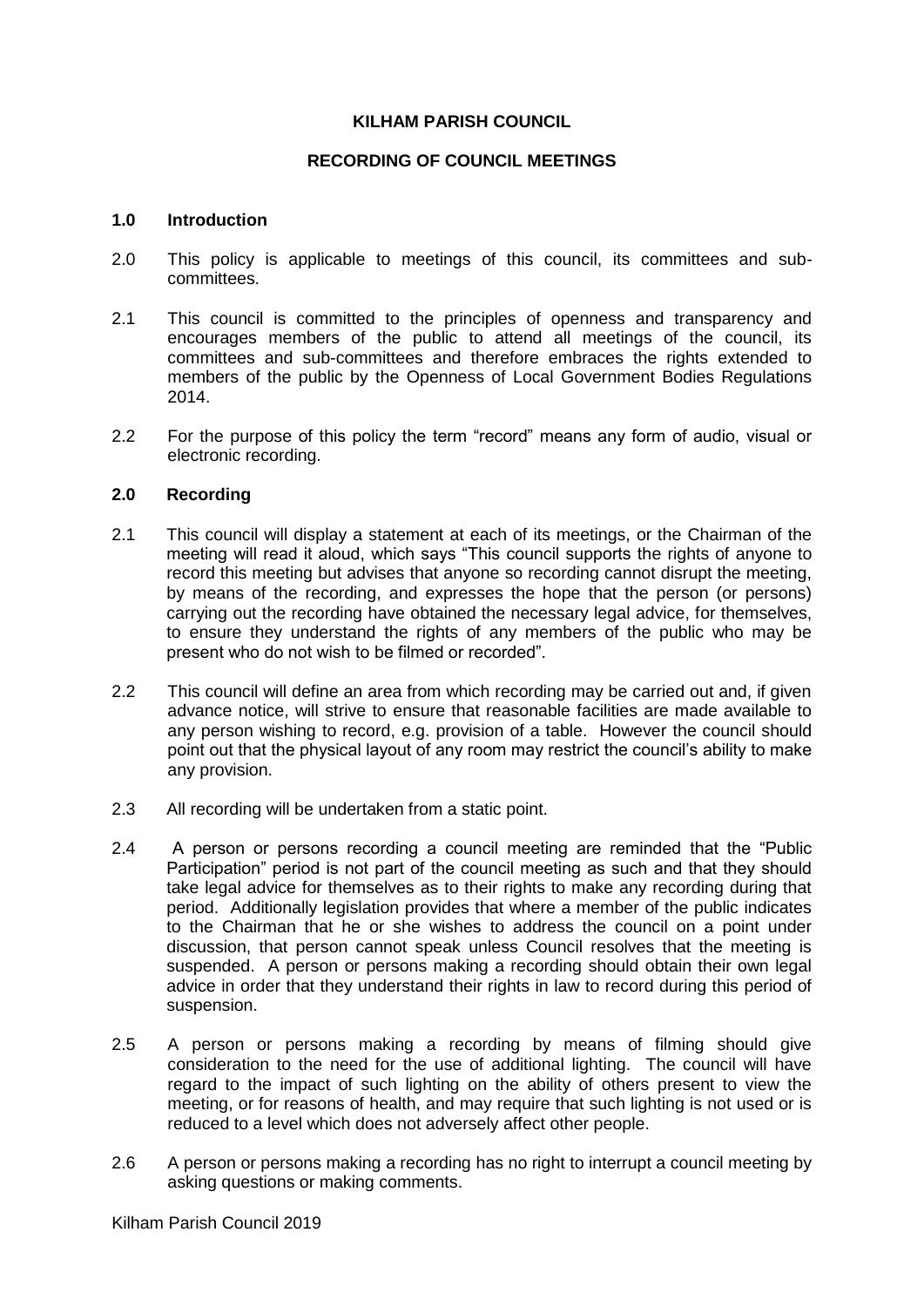**KILHAM PARISH COUNCIL**

**RECORDING OF COUNCIL MEETINGS**

**1.0 Introduction**

2.0 This policy is applicable to meetings of this council, its committees and sub-committees.

2.1 This council is committed to the principles of openness and transparency and encourages members of the public to attend all meetings of the council, its committees and sub-committees and therefore embraces the rights extended to members of the public by the Openness of Local Government Bodies Regulations 2014.

2.2 For the purpose of this policy the term "record" means any form of audio, visual or electronic recording.

**2.0 Recording**

2.1 This council will display a statement at each of its meetings, or the Chairman of the meeting will read it aloud, which says "This council supports the rights of anyone to record this meeting but advises that anyone so recording cannot disrupt the meeting, by means of the recording, and expresses the hope that the person (or persons) carrying out the recording have obtained the necessary legal advice, for themselves, to ensure they understand the rights of any members of the public who may be present who do not wish to be filmed or recorded".

2.2 This council will define an area from which recording may be carried out and, if given advance notice, will strive to ensure that reasonable facilities are made available to any person wishing to record, e.g. provision of a table. However the council should point out that the physical layout of any room may restrict the council's ability to make any provision.

2.3 All recording will be undertaken from a static point.

2.4 A person or persons recording a council meeting are reminded that the "Public Participation" period is not part of the council meeting as such and that they should take legal advice for themselves as to their rights to make any recording during that period. Additionally legislation provides that where a member of the public indicates to the Chairman that he or she wishes to address the council on a point under discussion, that person cannot speak unless Council resolves that the meeting is suspended. A person or persons making a recording should obtain their own legal advice in order that they understand their rights in law to record during this period of suspension.

2.5 A person or persons making a recording by means of filming should give consideration to the need for the use of additional lighting. The council will have regard to the impact of such lighting on the ability of others present to view the meeting, or for reasons of health, and may require that such lighting is not used or is reduced to a level which does not adversely affect other people.

2.6 A person or persons making a recording has no right to interrupt a council meeting by asking questions or making comments.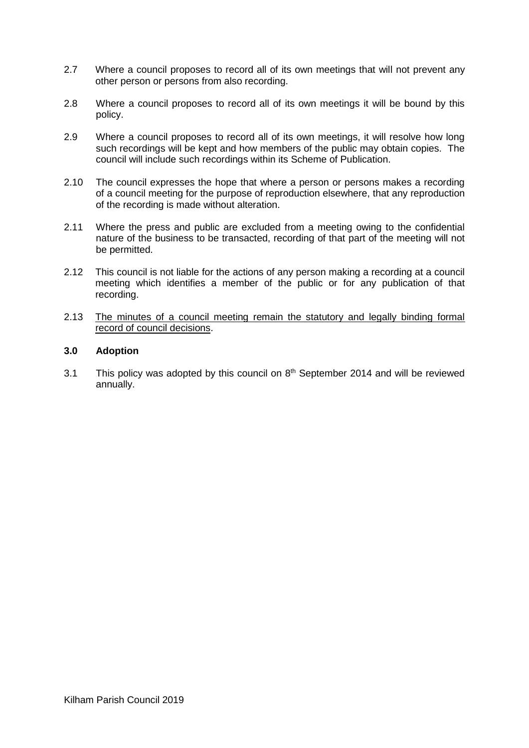2.7 Where a council proposes to record all of its own meetings that will not prevent any other person or persons from also recording.

2.8 Where a council proposes to record all of its own meetings it will be bound by this policy.

2.9 Where a council proposes to record all of its own meetings, it will resolve how long such recordings will be kept and how members of the public may obtain copies. The council will include such recordings within its Scheme of Publication.

2.10 The council expresses the hope that where a person or persons makes a recording of a council meeting for the purpose of reproduction elsewhere, that any reproduction of the recording is made without alteration.

2.11 Where the press and public are excluded from a meeting owing to the confidential nature of the business to be transacted, recording of that part of the meeting will not be permitted.

2.12 This council is not liable for the actions of any person making a recording at a council meeting which identifies a member of the public or for any publication of that recording.

2.13 <u>The minutes of a council meeting remain the statutory and legally binding formal record of council decisions</u>.

**3.0 Adoption**

3.1 This policy was adopted by this council on 8th September 2014 and will be reviewed annually.